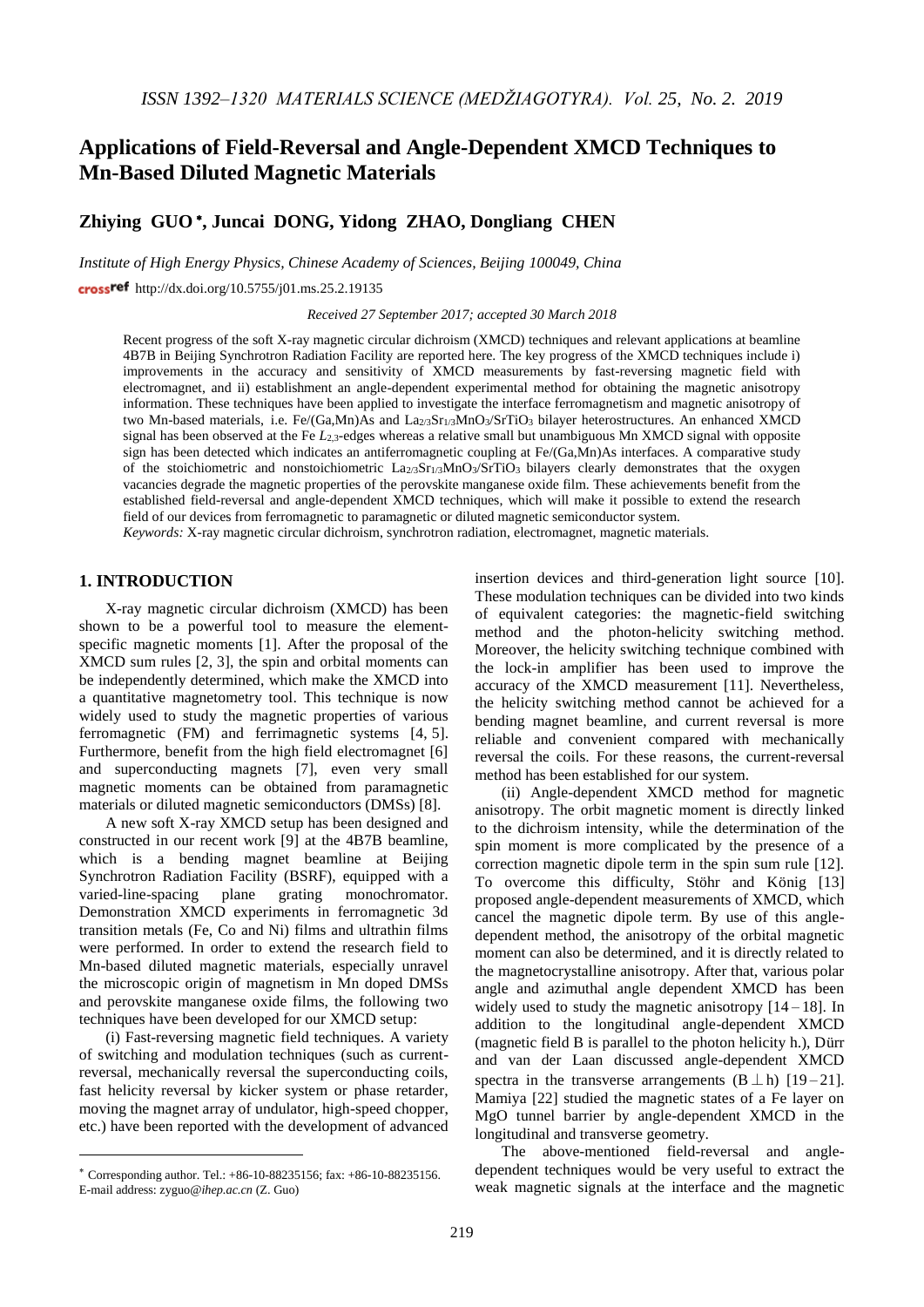# Applications of Field-Reversal and Angle-Dependent XMCD Techniques to Mn-Based Diluted Magnetic Materials

## Zhiying GUO*, Juncai DONG, Yidong ZHAO, Dongliang CHEN

*Institute of High Energy Physics, Chinese Academy of Sciences, Beijing 100049, China*

http://dx.doi.org/10.5755/j01.ms.25.2.19135

*Received 27 September 2017; accepted 30 March 2018*

Recent progress of the soft X-ray magnetic circular dichroism (XMCD) techniques and relevant applications at beamline 4B7B in Beijing Synchrotron Radiation Facility are reported here. The key progress of the XMCD techniques include i) improvements in the accuracy and sensitivity of XMCD measurements by fast-reversing magnetic field with electromagnet, and ii) establishment an angle-dependent experimental method for obtaining the magnetic anisotropy information. These techniques have been applied to investigate the interface ferromagnetism and magnetic anisotropy of two Mn-based materials, i.e. Fe/(Ga,Mn)As and $La_{2/3}Sr_{1/3}MnO_3/SrTiO_3$ bilayer heterostructures. An enhanced XMCD signal has been observed at the Fe $L_{2,3}$-edges whereas a relative small but unambiguous Mn XMCD signal with opposite sign has been detected which indicates an antiferromagnetic coupling at Fe/(Ga,Mn)As interfaces. A comparative study of the stoichiometric and nonstoichiometric $La_{2/3}Sr_{1/3}MnO_3/SrTiO_3$ bilayers clearly demonstrates that the oxygen vacancies degrade the magnetic properties of the perovskite manganese oxide film. These achievements benefit from the established field-reversal and angle-dependent XMCD techniques, which will make it possible to extend the research field of our devices from ferromagnetic to paramagnetic or diluted magnetic semiconductor system.

*Keywords:* X-ray magnetic circular dichroism, synchrotron radiation, electromagnet, magnetic materials.

## 1. INTRODUCTION

X-ray magnetic circular dichroism (XMCD) has been shown to be a powerful tool to measure the element-specific magnetic moments [1]. After the proposal of the XMCD sum rules [2, 3], the spin and orbital moments can be independently determined, which make the XMCD into a quantitative magnetometry tool. This technique is now widely used to study the magnetic properties of various ferromagnetic (FM) and ferrimagnetic systems [4, 5]. Furthermore, benefit from the high field electromagnet [6] and superconducting magnets [7], even very small magnetic moments can be obtained from paramagnetic materials or diluted magnetic semiconductors (DMSs) [8].

A new soft X-ray XMCD setup has been designed and constructed in our recent work [9] at the 4B7B beamline, which is a bending magnet beamline at Beijing Synchrotron Radiation Facility (BSRF), equipped with a varied-line-spacing plane grating monochromator. Demonstration XMCD experiments in ferromagnetic 3d transition metals (Fe, Co and Ni) films and ultrathin films were performed. In order to extend the research field to Mn-based diluted magnetic materials, especially unravel the microscopic origin of magnetism in Mn doped DMSs and perovskite manganese oxide films, the following two techniques have been developed for our XMCD setup:

(i) Fast-reversing magnetic field techniques. A variety of switching and modulation techniques (such as current-reversal, mechanically reversal the superconducting coils, fast helicity reversal by kicker system or phase retarder, moving the magnet array of undulator, high-speed chopper, etc.) have been reported with the development of advanced insertion devices and third-generation light source [10]. These modulation techniques can be divided into two kinds of equivalent categories: the magnetic-field switching method and the photon-helicity switching method. Moreover, the helicity switching technique combined with the lock-in amplifier has been used to improve the accuracy of the XMCD measurement [11]. Nevertheless, the helicity switching method cannot be achieved for a bending magnet beamline, and current reversal is more reliable and convenient compared with mechanically reversal the coils. For these reasons, the current-reversal method has been established for our system.

(ii) Angle-dependent XMCD method for magnetic anisotropy. The orbit magnetic moment is directly linked to the dichroism intensity, while the determination of the spin moment is more complicated by the presence of a correction magnetic dipole term in the spin sum rule [12]. To overcome this difficulty, Stöhr and König [13] proposed angle-dependent measurements of XMCD, which cancel the magnetic dipole term. By use of this angle-dependent method, the anisotropy of the orbital magnetic moment can also be determined, and it is directly related to the magnetocrystalline anisotropy. After that, various polar angle and azimuthal angle dependent XMCD has been widely used to study the magnetic anisotropy [14 – 18]. In addition to the longitudinal angle-dependent XMCD (magnetic field B is parallel to the photon helicity h.), Dürr and van der Laan discussed angle-dependent XMCD spectra in the transverse arrangements ($B \perp h$) [19 – 21]. Mamiya [22] studied the magnetic states of a Fe layer on MgO tunnel barrier by angle-dependent XMCD in the longitudinal and transverse geometry.

The above-mentioned field-reversal and angle-dependent techniques would be very useful to extract the weak magnetic signals at the interface and the magnetic

---

* Corresponding author. Tel.: +86-10-88235156; fax: +86-10-88235156.
E-mail address: zyguo@ihep.ac.cn (Z. Guo)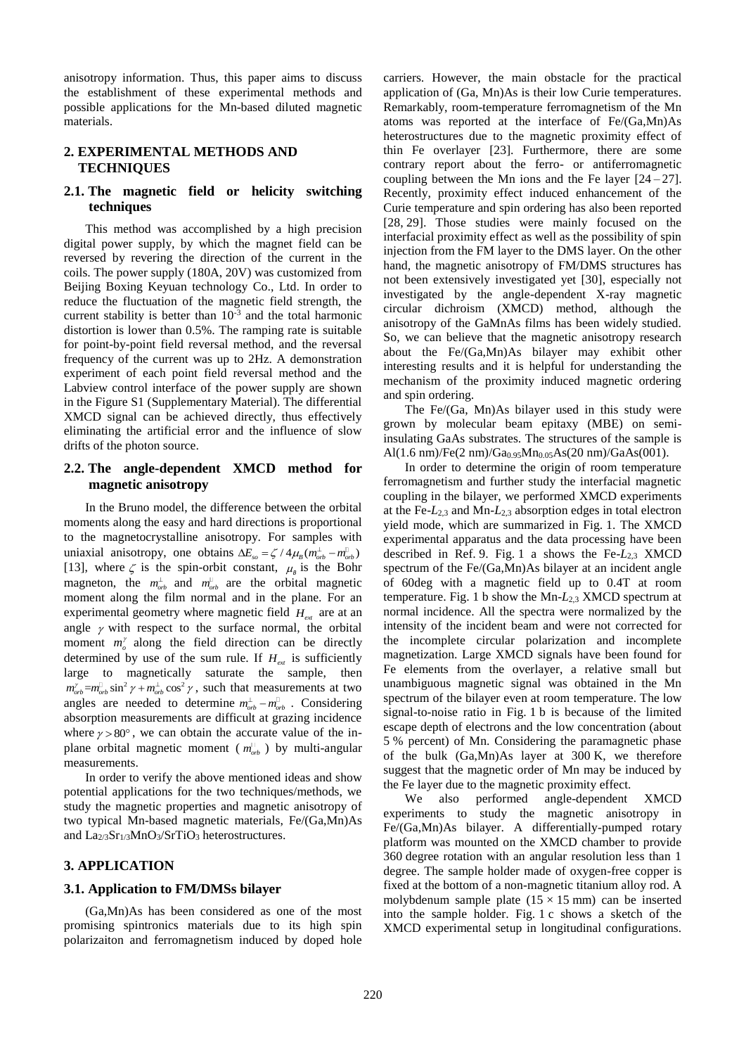anisotropy information. Thus, this paper aims to discuss the establishment of these experimental methods and possible applications for the Mn-based diluted magnetic materials.

## 2. EXPERIMENTAL METHODS AND TECHNIQUES

### 2.1. The magnetic field or helicity switching techniques

This method was accomplished by a high precision digital power supply, by which the magnet field can be reversed by revering the direction of the current in the coils. The power supply (180A, 20V) was customized from Beijing Boxing Keyuan technology Co., Ltd. In order to reduce the fluctuation of the magnetic field strength, the current stability is better than $10^{-3}$ and the total harmonic distortion is lower than 0.5%. The ramping rate is suitable for point-by-point field reversal method, and the reversal frequency of the current was up to 2Hz. A demonstration experiment of each point field reversal method and the Labview control interface of the power supply are shown in the Figure S1 (Supplementary Material). The differential XMCD signal can be achieved directly, thus effectively eliminating the artificial error and the influence of slow drifts of the photon source.

### 2.2. The angle-dependent XMCD method for magnetic anisotropy

In the Bruno model, the difference between the orbital moments along the easy and hard directions is proportional to the magnetocrystalline anisotropy. For samples with uniaxial anisotropy, one obtains $\Delta E_{so} = \zeta / 4\mu_B (m_{orb}^{\perp} - m_{orb}^{\parallel})$ [13], where $\zeta$ is the spin-orbit constant, $\mu_B$ is the Bohr magneton, the $m_{orb}^{\perp}$ and $m_{orb}^{\parallel}$ are the orbital magnetic moment along the film normal and in the plane. For an experimental geometry where magnetic field $H_{ext}$ are at an angle $\gamma$ with respect to the surface normal, the orbital moment $m_o^{\gamma}$ along the field direction can be directly determined by use of the sum rule. If $H_{ext}$ is sufficiently large to magnetically saturate the sample, then $m_{orb}^{\gamma} = m_{orb}^{\parallel} \sin^2 \gamma + m_{orb}^{\perp} \cos^2 \gamma$, such that measurements at two angles are needed to determine $m_{orb}^{\perp} - m_{orb}^{\parallel}$. Considering absorption measurements are difficult at grazing incidence where $\gamma > 80°$, we can obtain the accurate value of the in-plane orbital magnetic moment ($m_{orb}^{\parallel}$) by multi-angular measurements.

In order to verify the above mentioned ideas and show potential applications for the two techniques/methods, we study the magnetic properties and magnetic anisotropy of two typical Mn-based magnetic materials, Fe/(Ga,Mn)As and $La_{2/3}Sr_{1/3}MnO_3/SrTiO_3$ heterostructures.

## 3. APPLICATION

### 3.1. Application to FM/DMSs bilayer

(Ga,Mn)As has been considered as one of the most promising spintronics materials due to its high spin polarizaiton and ferromagnetism induced by doped hole carriers. However, the main obstacle for the practical application of (Ga, Mn)As is their low Curie temperatures. Remarkably, room-temperature ferromagnetism of the Mn atoms was reported at the interface of Fe/(Ga,Mn)As heterostructures due to the magnetic proximity effect of thin Fe overlayer [23]. Furthermore, there are some contrary report about the ferro- or antiferromagnetic coupling between the Mn ions and the Fe layer [24 – 27]. Recently, proximity effect induced enhancement of the Curie temperature and spin ordering has also been reported [28, 29]. Those studies were mainly focused on the interfacial proximity effect as well as the possibility of spin injection from the FM layer to the DMS layer. On the other hand, the magnetic anisotropy of FM/DMS structures has not been extensively investigated yet [30], especially not investigated by the angle-dependent X-ray magnetic circular dichroism (XMCD) method, although the anisotropy of the GaMnAs films has been widely studied. So, we can believe that the magnetic anisotropy research about the Fe/(Ga,Mn)As bilayer may exhibit other interesting results and it is helpful for understanding the mechanism of the proximity induced magnetic ordering and spin ordering.

The Fe/(Ga, Mn)As bilayer used in this study were grown by molecular beam epitaxy (MBE) on semi-insulating GaAs substrates. The structures of the sample is Al(1.6 nm)/Fe(2 nm)/$Ga_{0.95}Mn_{0.05}As$(20 nm)/GaAs(001).

In order to determine the origin of room temperature ferromagnetism and further study the interfacial magnetic coupling in the bilayer, we performed XMCD experiments at the Fe-$L_{2,3}$ and Mn-$L_{2,3}$ absorption edges in total electron yield mode, which are summarized in Fig. 1. The XMCD experimental apparatus and the data processing have been described in Ref. 9. Fig. 1 a shows the Fe-$L_{2,3}$ XMCD spectrum of the Fe/(Ga,Mn)As bilayer at an incident angle of 60deg with a magnetic field up to 0.4T at room temperature. Fig. 1 b show the Mn-$L_{2,3}$ XMCD spectrum at normal incidence. All the spectra were normalized by the intensity of the incident beam and were not corrected for the incomplete circular polarization and incomplete magnetization. Large XMCD signals have been found for Fe elements from the overlayer, a relative small but unambiguous magnetic signal was obtained in the Mn spectrum of the bilayer even at room temperature. The low signal-to-noise ratio in Fig. 1 b is because of the limited escape depth of electrons and the low concentration (about 5 % percent) of Mn. Considering the paramagnetic phase of the bulk (Ga,Mn)As layer at 300 K, we therefore suggest that the magnetic order of Mn may be induced by the Fe layer due to the magnetic proximity effect.

We also performed angle-dependent XMCD experiments to study the magnetic anisotropy in Fe/(Ga,Mn)As bilayer. A differentially-pumped rotary platform was mounted on the XMCD chamber to provide 360 degree rotation with an angular resolution less than 1 degree. The sample holder made of oxygen-free copper is fixed at the bottom of a non-magnetic titanium alloy rod. A molybdenum sample plate (15 × 15 mm) can be inserted into the sample holder. Fig. 1 c shows a sketch of the XMCD experimental setup in longitudinal configurations.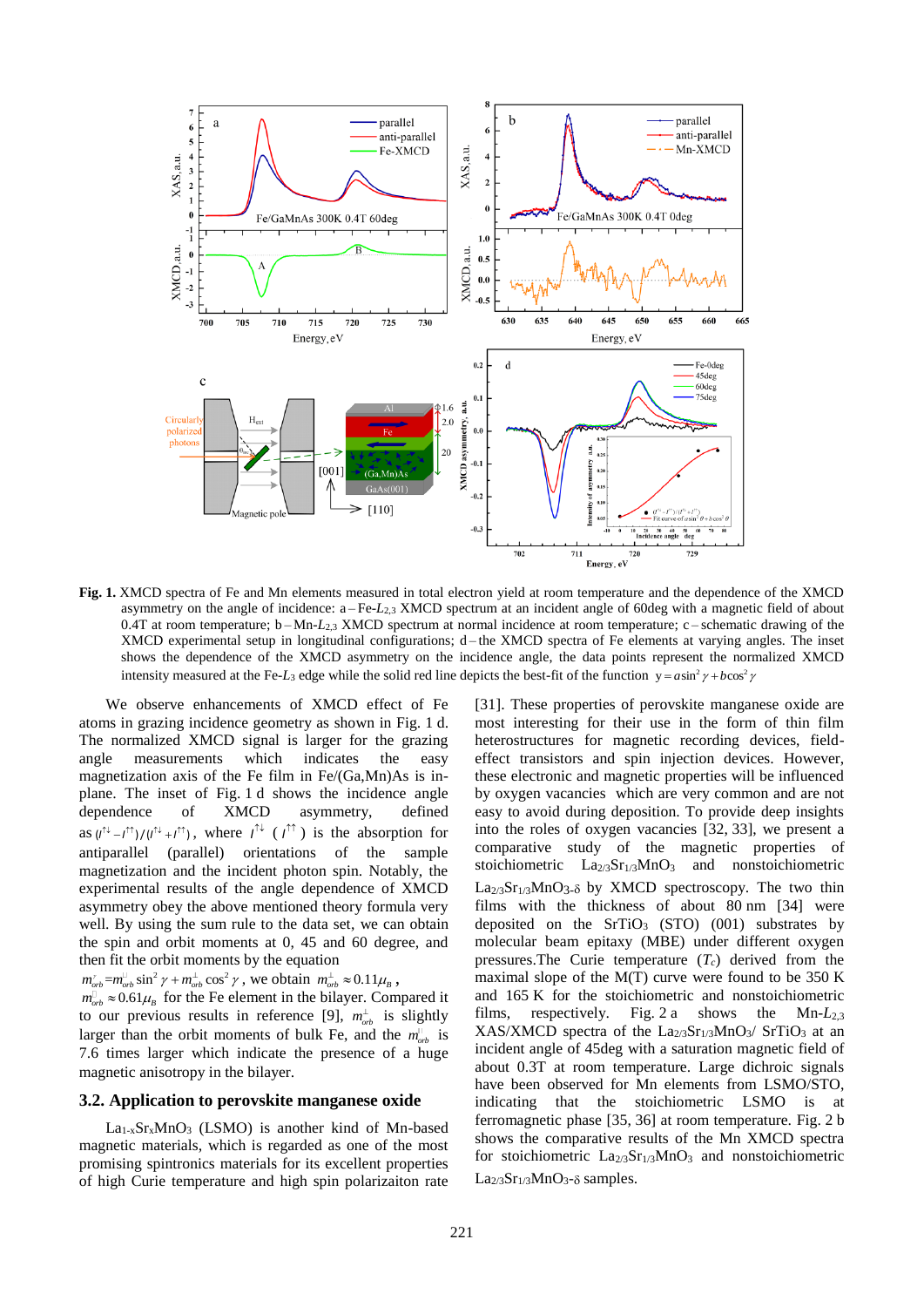**Fig. 1.** XMCD spectra of Fe and Mn elements measured in total electron yield at room temperature and the dependence of the XMCD asymmetry on the angle of incidence: a – Fe-$L_{2,3}$ XMCD spectrum at an incident angle of 60deg with a magnetic field of about 0.4T at room temperature; b – Mn-$L_{2,3}$ XMCD spectrum at normal incidence at room temperature; c – schematic drawing of the XMCD experimental setup in longitudinal configurations; d – the XMCD spectra of Fe elements at varying angles. The inset shows the dependence of the XMCD asymmetry on the incidence angle, the data points represent the normalized XMCD intensity measured at the Fe-$L_3$ edge while the solid red line depicts the best-fit of the function $y = a\sin^2\gamma + b\cos^2\gamma$

We observe enhancements of XMCD effect of Fe atoms in grazing incidence geometry as shown in Fig. 1 d. The normalized XMCD signal is larger for the grazing angle measurements which indicates the easy magnetization axis of the Fe film in Fe/(Ga,Mn)As is in-plane. The inset of Fig. 1 d shows the incidence angle dependence of XMCD asymmetry, defined as $(I^{\uparrow\downarrow} - I^{\uparrow\uparrow})/(I^{\uparrow\downarrow} + I^{\uparrow\uparrow})$, where $I^{\uparrow\downarrow}$ ($I^{\uparrow\uparrow}$) is the absorption for antiparallel (parallel) orientations of the sample magnetization and the incident photon spin. Notably, the experimental results of the angle dependence of XMCD asymmetry obey the above mentioned theory formula very well. By using the sum rule to the data set, we can obtain the spin and orbit moments at 0, 45 and 60 degree, and then fit the orbit moments by the equation $m_{orb}^{\gamma} = m_{orb}^{\parallel}\sin^2\gamma + m_{orb}^{\perp}\cos^2\gamma$, we obtain $m_{orb}^{\perp} \approx 0.11\mu_B$, $m_{orb}^{\parallel} \approx 0.61\mu_B$ for the Fe element in the bilayer. Compared it to our previous results in reference [9], $m_{orb}^{\perp}$ is slightly larger than the orbit moments of bulk Fe, and the $m_{orb}^{\parallel}$ is 7.6 times larger which indicate the presence of a huge magnetic anisotropy in the bilayer.

## 3.2. Application to perovskite manganese oxide

$La_{1-x}Sr_xMnO_3$ (LSMO) is another kind of Mn-based magnetic materials, which is regarded as one of the most promising spintronics materials for its excellent properties of high Curie temperature and high spin polarizaiton rate [31]. These properties of perovskite manganese oxide are most interesting for their use in the form of thin film heterostructures for magnetic recording devices, field-effect transistors and spin injection devices. However, these electronic and magnetic properties will be influenced by oxygen vacancies which are very common and are not easy to avoid during deposition. To provide deep insights into the roles of oxygen vacancies [32, 33], we present a comparative study of the magnetic properties of stoichiometric $La_{2/3}Sr_{1/3}MnO_3$ and nonstoichiometric $La_{2/3}Sr_{1/3}MnO_{3-\delta}$ by XMCD spectroscopy. The two thin films with the thickness of about 80 nm [34] were deposited on the $SrTiO_3$ (STO) (001) substrates by molecular beam epitaxy (MBE) under different oxygen pressures. The Curie temperature ($T_c$) derived from the maximal slope of the M(T) curve were found to be 350 K and 165 K for the stoichiometric and nonstoichiometric films, respectively. Fig. 2 a shows the Mn-$L_{2,3}$ XAS/XMCD spectra of the $La_{2/3}Sr_{1/3}MnO_3$/ $SrTiO_3$ at an incident angle of 45deg with a saturation magnetic field of about 0.3T at room temperature. Large dichroic signals have been observed for Mn elements from LSMO/STO, indicating that the stoichiometric LSMO is at ferromagnetic phase [35, 36] at room temperature. Fig. 2 b shows the comparative results of the Mn XMCD spectra for stoichiometric $La_{2/3}Sr_{1/3}MnO_3$ and nonstoichiometric $La_{2/3}Sr_{1/3}MnO_{3-\delta}$ samples.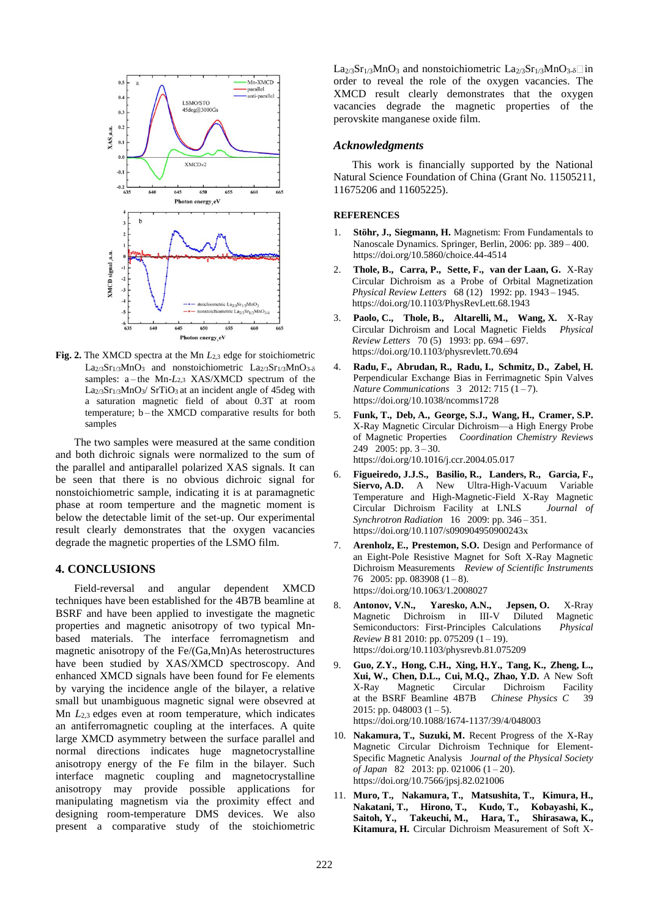**Fig. 2.** The XMCD spectra at the Mn $L_{2,3}$ edge for stoichiometric $La_{2/3}Sr_{1/3}MnO_3$ and nonstoichiometric $La_{2/3}Sr_{1/3}MnO_{3-\delta}$ samples: a – the Mn-$L_{2,3}$ XAS/XMCD spectrum of the $La_{2/3}Sr_{1/3}MnO_3$/ $SrTiO_3$ at an incident angle of 45deg with a saturation magnetic field of about 0.3T at room temperature; b – the XMCD comparative results for both samples

The two samples were measured at the same condition and both dichroic signals were normalized to the sum of the parallel and antiparallel polarized XAS signals. It can be seen that there is no obvious dichroic signal for nonstoichiometric sample, indicating it is at paramagnetic phase at room temperture and the magnetic moment is below the detectable limit of the set-up. Our experimental result clearly demonstrates that the oxygen vacancies degrade the magnetic properties of the LSMO film.

## 4. CONCLUSIONS

Field-reversal and angular dependent XMCD techniques have been established for the 4B7B beamline at BSRF and have been applied to investigate the magnetic properties and magnetic anisotropy of two typical Mn-based materials. The interface ferromagnetism and magnetic anisotropy of the Fe/(Ga,Mn)As heterostructures have been studied by XAS/XMCD spectroscopy. And enhanced XMCD signals have been found for Fe elements by varying the incidence angle of the bilayer, a relative small but unambiguous magnetic signal were obsevred at Mn $L_{2,3}$ edges even at room temperature, which indicates an antiferromagnetic coupling at the interfaces. A quite large XMCD asymmetry between the surface parallel and normal directions indicates huge magnetocrystalline anisotropy energy of the Fe film in the bilayer. Such interface magnetic coupling and magnetocrystalline anisotropy may provide possible applications for manipulating magnetism via the proximity effect and designing room-temperature DMS devices. We also present a comparative study of the stoichiometric $La_{2/3}Sr_{1/3}MnO_3$ and nonstoichiometric $La_{2/3}Sr_{1/3}MnO_{3-\delta}$ in order to reveal the role of the oxygen vacancies. The XMCD result clearly demonstrates that the oxygen vacancies degrade the magnetic properties of the perovskite manganese oxide film.

### *Acknowledgments*

This work is financially supported by the National Natural Science Foundation of China (Grant No. 11505211, 11675206 and 11605225).

### REFERENCES

1. **Stöhr, J., Siegmann, H.** Magnetism: From Fundamentals to Nanoscale Dynamics. Springer, Berlin, 2006: pp. 389 – 400. https://doi.org/10.5860/choice.44-4514
2. **Thole, B., Carra, P., Sette, F., van der Laan, G.** X-Ray Circular Dichroism as a Probe of Orbital Magnetization *Physical Review Letters* 68 (12) 1992: pp. 1943 – 1945. https://doi.org/10.1103/PhysRevLett.68.1943
3. **Paolo, C., Thole, B., Altarelli, M., Wang, X.** X-Ray Circular Dichroism and Local Magnetic Fields *Physical Review Letters* 70 (5) 1993: pp. 694 – 697. https://doi.org/10.1103/physrevlett.70.694
4. **Radu, F., Abrudan, R., Radu, I., Schmitz, D., Zabel, H.** Perpendicular Exchange Bias in Ferrimagnetic Spin Valves *Nature Communications* 3 2012: 715 (1 – 7). https://doi.org/10.1038/ncomms1728
5. **Funk, T., Deb, A., George, S.J., Wang, H., Cramer, S.P.** X-Ray Magnetic Circular Dichroism—a High Energy Probe of Magnetic Properties *Coordination Chemistry Reviews* 249 2005: pp. 3 – 30. https://doi.org/10.1016/j.ccr.2004.05.017
6. **Figueiredo, J.J.S., Basilio, R., Landers, R., Garcia, F., Siervo, A.D.** A New Ultra-High-Vacuum Variable Temperature and High-Magnetic-Field X-Ray Magnetic Circular Dichroism Facility at LNLS *Journal of Synchrotron Radiation* 16 2009: pp. 346 – 351. https://doi.org/10.1107/s090904950900243x
7. **Arenholz, E., Prestemon, S.O.** Design and Performance of an Eight-Pole Resistive Magnet for Soft X-Ray Magnetic Dichroism Measurements *Review of Scientific Instruments* 76 2005: pp. 083908 (1 – 8). https://doi.org/10.1063/1.2008027
8. **Antonov, V.N., Yaresko, A.N., Jepsen, O.** X-Rray Magnetic Dichroism in III-V Diluted Magnetic Semiconductors: First-Principles Calculations *Physical Review B* 81 2010: pp. 075209 (1 – 19). https://doi.org/10.1103/physrevb.81.075209
9. **Guo, Z.Y., Hong, C.H., Xing, H.Y., Tang, K., Zheng, L., Xui, W., Chen, D.L., Cui, M.Q., Zhao, Y.D.** A New Soft X-Ray Magnetic Circular Dichroism Facility at the BSRF Beamline 4B7B *Chinese Physics C* 39 2015: pp. 048003 (1 – 5). https://doi.org/10.1088/1674-1137/39/4/048003
10. **Nakamura, T., Suzuki, M.** Recent Progress of the X-Ray Magnetic Circular Dichroism Technique for Element-Specific Magnetic Analysis *Journal of the Physical Society of Japan* 82 2013: pp. 021006 (1 – 20). https://doi.org/10.7566/jpsj.82.021006
11. **Muro, T., Nakamura, T., Matsushita, T., Kimura, H., Nakatani, T., Hirono, T., Kudo, T., Kobayashi, K., Saitoh, Y., Takeuchi, M., Hara, T., Shirasawa, K., Kitamura, H.** Circular Dichroism Measurement of Soft X-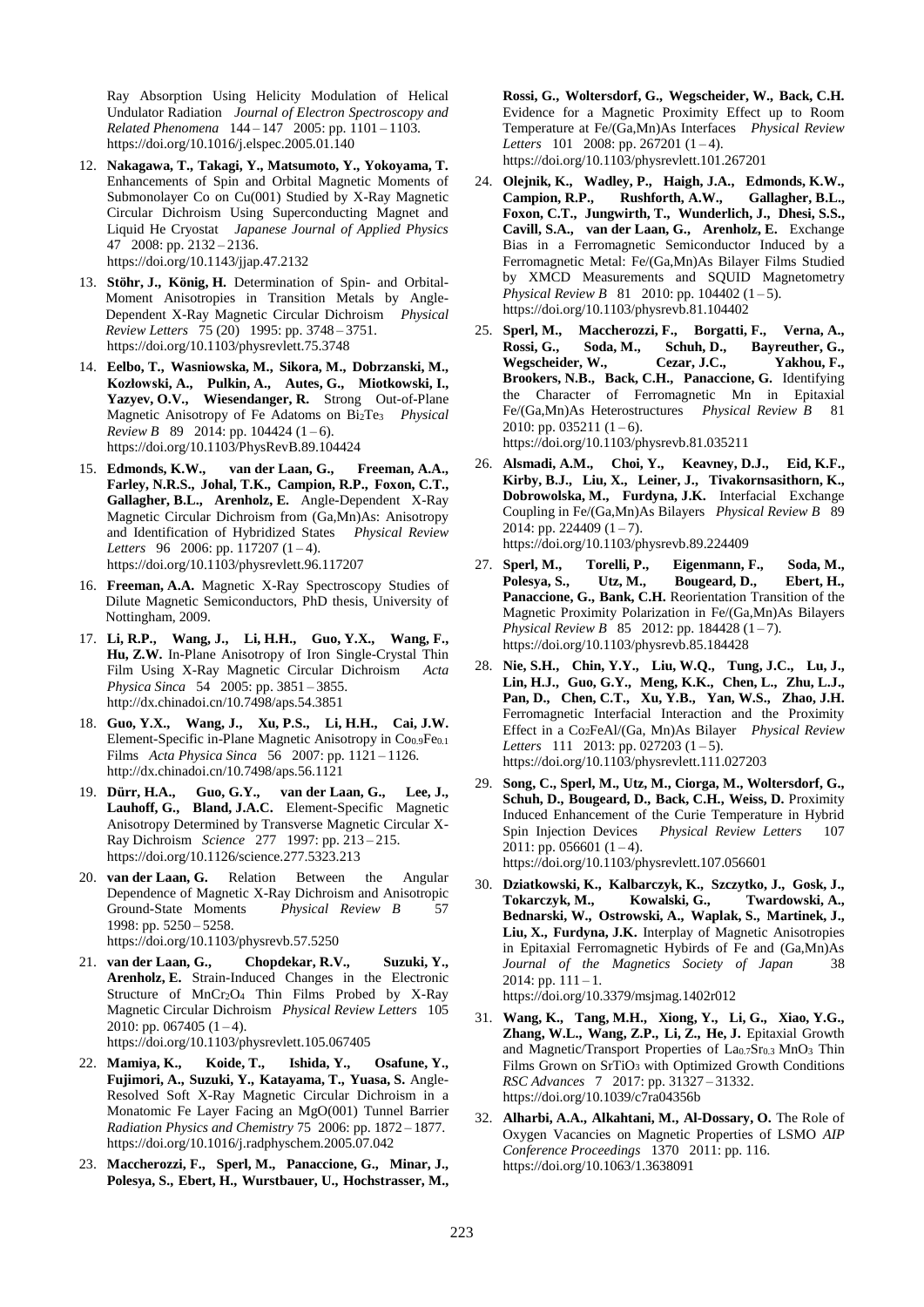Ray Absorption Using Helicity Modulation of Helical Undulator Radiation *Journal of Electron Spectroscopy and Related Phenomena* 144 – 147 2005: pp. 1101 – 1103. https://doi.org/10.1016/j.elspec.2005.01.140

12. **Nakagawa, T., Takagi, Y., Matsumoto, Y., Yokoyama, T.** Enhancements of Spin and Orbital Magnetic Moments of Submonolayer Co on Cu(001) Studied by X-Ray Magnetic Circular Dichroism Using Superconducting Magnet and Liquid He Cryostat *Japanese Journal of Applied Physics* 47 2008: pp. 2132 – 2136. https://doi.org/10.1143/jjap.47.2132
13. **Stöhr, J., König, H.** Determination of Spin- and Orbital-Moment Anisotropies in Transition Metals by Angle-Dependent X-Ray Magnetic Circular Dichroism *Physical Review Letters* 75 (20) 1995: pp. 3748 – 3751. https://doi.org/10.1103/physrevlett.75.3748
14. **Eelbo, T., Wasniowska, M., Sikora, M., Dobrzanski, M., Kozłowski, A., Pulkin, A., Autes, G., Miotkowski, I., Yazyev, O.V., Wiesendanger, R.** Strong Out-of-Plane Magnetic Anisotropy of Fe Adatoms on $Bi_2Te_3$ *Physical Review B* 89 2014: pp. 104424 (1 – 6). https://doi.org/10.1103/PhysRevB.89.104424
15. **Edmonds, K.W., van der Laan, G., Freeman, A.A., Farley, N.R.S., Johal, T.K., Campion, R.P., Foxon, C.T., Gallagher, B.L., Arenholz, E.** Angle-Dependent X-Ray Magnetic Circular Dichroism from (Ga,Mn)As: Anisotropy and Identification of Hybridized States *Physical Review Letters* 96 2006: pp. 117207 (1 – 4). https://doi.org/10.1103/physrevlett.96.117207
16. **Freeman, A.A.** Magnetic X-Ray Spectroscopy Studies of Dilute Magnetic Semiconductors, PhD thesis, University of Nottingham, 2009.
17. **Li, R.P., Wang, J., Li, H.H., Guo, Y.X., Wang, F., Hu, Z.W.** In-Plane Anisotropy of Iron Single-Crystal Thin Film Using X-Ray Magnetic Circular Dichroism *Acta Physica Sinca* 54 2005: pp. 3851 – 3855. http://dx.chinadoi.cn/10.7498/aps.54.3851
18. **Guo, Y.X., Wang, J., Xu, P.S., Li, H.H., Cai, J.W.** Element-Specific in-Plane Magnetic Anisotropy in $Co_{0.9}Fe_{0.1}$ Films *Acta Physica Sinca* 56 2007: pp. 1121 – 1126. http://dx.chinadoi.cn/10.7498/aps.56.1121
19. **Dürr, H.A., Guo, G.Y., van der Laan, G., Lee, J., Lauhoff, G., Bland, J.A.C.** Element-Specific Magnetic Anisotropy Determined by Transverse Magnetic Circular X-Ray Dichroism *Science* 277 1997: pp. 213 – 215. https://doi.org/10.1126/science.277.5323.213
20. **van der Laan, G.** Relation Between the Angular Dependence of Magnetic X-Ray Dichroism and Anisotropic Ground-State Moments *Physical Review B* 57 1998: pp. 5250 – 5258. https://doi.org/10.1103/physrevb.57.5250
21. **van der Laan, G., Chopdekar, R.V., Suzuki, Y., Arenholz, E.** Strain-Induced Changes in the Electronic Structure of $MnCr_2O_4$ Thin Films Probed by X-Ray Magnetic Circular Dichroism *Physical Review Letters* 105 2010: pp. 067405 (1 – 4). https://doi.org/10.1103/physrevlett.105.067405
22. **Mamiya, K., Koide, T., Ishida, Y., Osafune, Y., Fujimori, A., Suzuki, Y., Katayama, T., Yuasa, S.** Angle-Resolved Soft X-Ray Magnetic Circular Dichroism in a Monatomic Fe Layer Facing an MgO(001) Tunnel Barrier *Radiation Physics and Chemistry* 75 2006: pp. 1872 – 1877. https://doi.org/10.1016/j.radphyschem.2005.07.042
23. **Maccherozzi, F., Sperl, M., Panaccione, G., Minar, J., Polesya, S., Ebert, H., Wurstbauer, U., Hochstrasser, M., Rossi, G., Woltersdorf, G., Wegscheider, W., Back, C.H.** Evidence for a Magnetic Proximity Effect up to Room Temperature at Fe/(Ga,Mn)As Interfaces *Physical Review Letters* 101 2008: pp. 267201 (1 – 4). https://doi.org/10.1103/physrevlett.101.267201
24. **Olejnik, K., Wadley, P., Haigh, J.A., Edmonds, K.W., Campion, R.P., Rushforth, A.W., Gallagher, B.L., Foxon, C.T., Jungwirth, T., Wunderlich, J., Dhesi, S.S., Cavill, S.A., van der Laan, G., Arenholz, E.** Exchange Bias in a Ferromagnetic Semiconductor Induced by a Ferromagnetic Metal: Fe/(Ga,Mn)As Bilayer Films Studied by XMCD Measurements and SQUID Magnetometry *Physical Review B* 81 2010: pp. 104402 (1 – 5). https://doi.org/10.1103/physrevb.81.104402
25. **Sperl, M., Maccherozzi, F., Borgatti, F., Verna, A., Rossi, G., Soda, M., Schuh, D., Bayreuther, G., Wegscheider, W., Cezar, J.C., Yakhou, F., Brookers, N.B., Back, C.H., Panaccione, G.** Identifying the Character of Ferromagnetic Mn in Epitaxial Fe/(Ga,Mn)As Heterostructures *Physical Review B* 81 2010: pp. 035211 (1 – 6). https://doi.org/10.1103/physrevb.81.035211
26. **Alsmadi, A.M., Choi, Y., Keavney, D.J., Eid, K.F., Kirby, B.J., Liu, X., Leiner, J., Tivakornsasithorn, K., Dobrowolska, M., Furdyna, J.K.** Interfacial Exchange Coupling in Fe/(Ga,Mn)As Bilayers *Physical Review B* 89 2014: pp. 224409 (1 – 7). https://doi.org/10.1103/physrevb.89.224409
27. **Sperl, M., Torelli, P., Eigenmann, F., Soda, M., Polesya, S., Utz, M., Bougeard, D., Ebert, H., Panaccione, G., Bank, C.H.** Reorientation Transition of the Magnetic Proximity Polarization in Fe/(Ga,Mn)As Bilayers *Physical Review B* 85 2012: pp. 184428 (1 – 7). https://doi.org/10.1103/physrevb.85.184428
28. **Nie, S.H., Chin, Y.Y., Liu, W.Q., Tung, J.C., Lu, J., Lin, H.J., Guo, G.Y., Meng, K.K., Chen, L., Zhu, L.J., Pan, D., Chen, C.T., Xu, Y.B., Yan, W.S., Zhao, J.H.** Ferromagnetic Interfacial Interaction and the Proximity Effect in a $Co_2FeAl$/(Ga, Mn)As Bilayer *Physical Review Letters* 111 2013: pp. 027203 (1 – 5). https://doi.org/10.1103/physrevlett.111.027203
29. **Song, C., Sperl, M., Utz, M., Ciorga, M., Woltersdorf, G., Schuh, D., Bougeard, D., Back, C.H., Weiss, D.** Proximity Induced Enhancement of the Curie Temperature in Hybrid Spin Injection Devices *Physical Review Letters* 107 2011: pp. 056601 (1 – 4). https://doi.org/10.1103/physrevlett.107.056601
30. **Dziatkowski, K., Kalbarczyk, K., Szczytko, J., Gosk, J., Tokarczyk, M., Kowalski, G., Twardowski, A., Bednarski, W., Ostrowski, A., Waplak, S., Martinek, J., Liu, X., Furdyna, J.K.** Interplay of Magnetic Anisotropies in Epitaxial Ferromagnetic Hybirds of Fe and (Ga,Mn)As *Journal of the Magnetics Society of Japan* 38 2014: pp. 111 – 1. https://doi.org/10.3379/msjmag.1402r012
31. **Wang, K., Tang, M.H., Xiong, Y., Li, G., Xiao, Y.G., Zhang, W.L., Wang, Z.P., Li, Z., He, J.** Epitaxial Growth and Magnetic/Transport Properties of $La_{0.7}Sr_{0.3}MnO_3$ Thin Films Grown on $SrTiO_3$ with Optimized Growth Conditions *RSC Advances* 7 2017: pp. 31327 – 31332. https://doi.org/10.1039/c7ra04356b
32. **Alharbi, A.A., Alkahtani, M., Al-Dossary, O.** The Role of Oxygen Vacancies on Magnetic Properties of LSMO *AIP Conference Proceedings* 1370 2011: pp. 116. https://doi.org/10.1063/1.3638091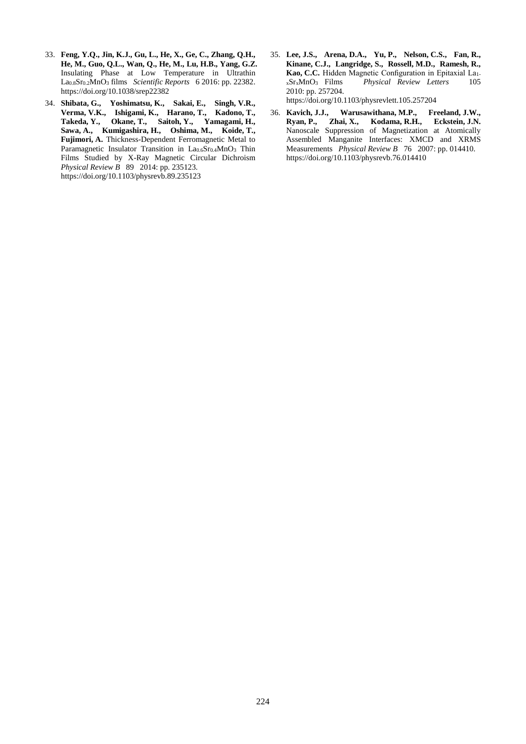33. **Feng, Y.Q., Jin, K.J., Gu, L., He, X., Ge, C., Zhang, Q.H., He, M., Guo, Q.L., Wan, Q., He, M., Lu, H.B., Yang, G.Z.** Insulating Phase at Low Temperature in Ultrathin $La_{0.8}Sr_{0.2}MnO_3$ films *Scientific Reports* 6 2016: pp. 22382. https://doi.org/10.1038/srep22382

34. **Shibata, G., Yoshimatsu, K., Sakai, E., Singh, V.R., Verma, V.K., Ishigami, K., Harano, T., Kadono, T., Takeda, Y., Okane, T., Saitoh, Y., Yamagami, H., Sawa, A., Kumigashira, H., Oshima, M., Koide, T., Fujimori, A.** Thickness-Dependent Ferromagnetic Metal to Paramagnetic Insulator Transition in $La_{0.6}Sr_{0.4}MnO_3$ Thin Films Studied by X-Ray Magnetic Circular Dichroism *Physical Review B* 89 2014: pp. 235123. https://doi.org/10.1103/physrevb.89.235123

35. **Lee, J.S., Arena, D.A., Yu, P., Nelson, C.S., Fan, R., Kinane, C.J., Langridge, S., Rossell, M.D., Ramesh, R., Kao, C.C.** Hidden Magnetic Configuration in Epitaxial $La_{1-x}Sr_xMnO_3$ Films *Physical Review Letters* 105 2010: pp. 257204. https://doi.org/10.1103/physrevlett.105.257204

36. **Kavich, J.J., Warusawithana, M.P., Freeland, J.W., Ryan, P., Zhai, X., Kodama, R.H., Eckstein, J.N.** Nanoscale Suppression of Magnetization at Atomically Assembled Manganite Interfaces: XMCD and XRMS Measurements *Physical Review B* 76 2007: pp. 014410. https://doi.org/10.1103/physrevb.76.014410